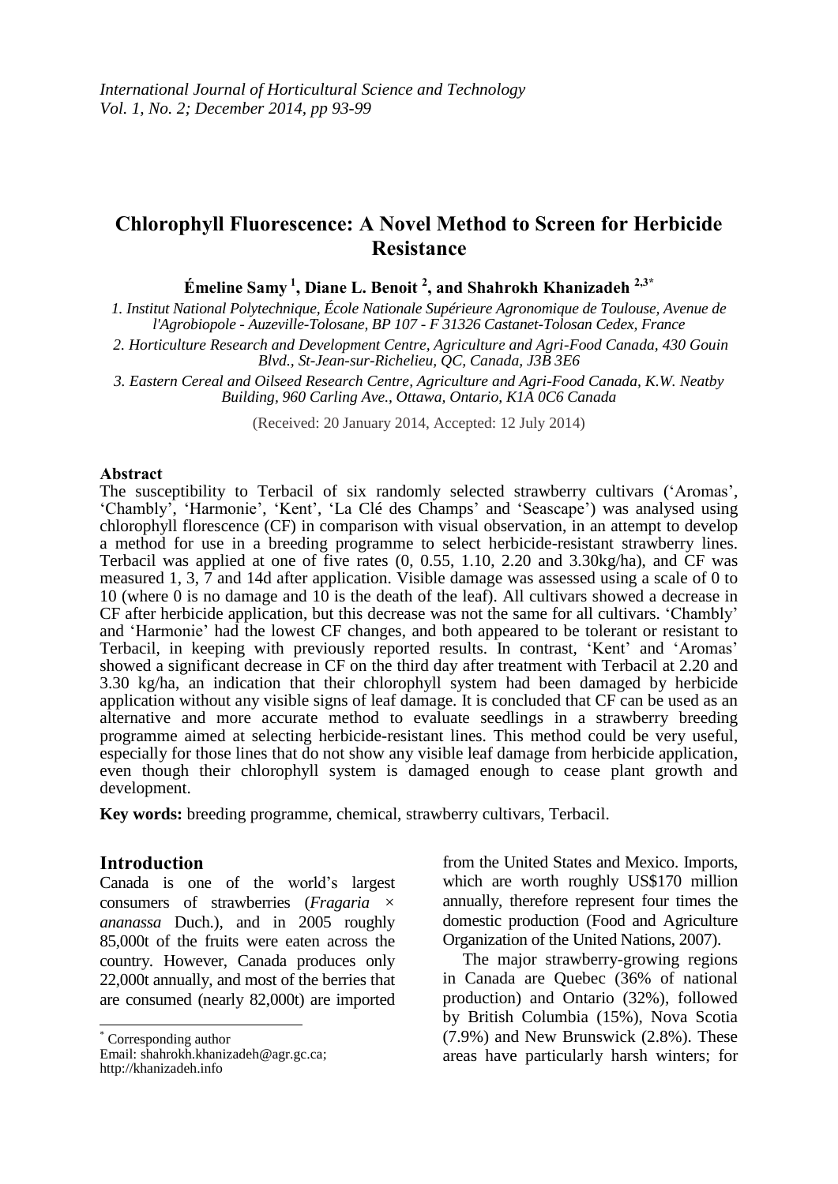*International Journal of Horticultural Science and Technology*
*Vol. 1, No. 2; December 2014, pp 93-99*

# Chlorophyll Fluorescence: A Novel Method to Screen for Herbicide Resistance

**Émeline Samy [1], Diane L. Benoit [2], and Shahrokh Khanizadeh [2,3]***

*1. Institut National Polytechnique, École Nationale Supérieure Agronomique de Toulouse, Avenue de l'Agrobiopole - Auzeville-Tolosane, BP 107 - F 31326 Castanet-Tolosan Cedex, France*

*2. Horticulture Research and Development Centre, Agriculture and Agri-Food Canada, 430 Gouin Blvd., St-Jean-sur-Richelieu, QC, Canada, J3B 3E6*

*3. Eastern Cereal and Oilseed Research Centre, Agriculture and Agri-Food Canada, K.W. Neatby Building, 960 Carling Ave., Ottawa, Ontario, K1A 0C6 Canada*

(Received: 20 January 2014, Accepted: 12 July 2014)

## Abstract

The susceptibility to Terbacil of six randomly selected strawberry cultivars ('Aromas', 'Chambly', 'Harmonie', 'Kent', 'La Clé des Champs' and 'Seascape') was analysed using chlorophyll florescence (CF) in comparison with visual observation, in an attempt to develop a method for use in a breeding programme to select herbicide-resistant strawberry lines. Terbacil was applied at one of five rates (0, 0.55, 1.10, 2.20 and 3.30kg/ha), and CF was measured 1, 3, 7 and 14d after application. Visible damage was assessed using a scale of 0 to 10 (where 0 is no damage and 10 is the death of the leaf). All cultivars showed a decrease in CF after herbicide application, but this decrease was not the same for all cultivars. 'Chambly' and 'Harmonie' had the lowest CF changes, and both appeared to be tolerant or resistant to Terbacil, in keeping with previously reported results. In contrast, 'Kent' and 'Aromas' showed a significant decrease in CF on the third day after treatment with Terbacil at 2.20 and 3.30 kg/ha, an indication that their chlorophyll system had been damaged by herbicide application without any visible signs of leaf damage. It is concluded that CF can be used as an alternative and more accurate method to evaluate seedlings in a strawberry breeding programme aimed at selecting herbicide-resistant lines. This method could be very useful, especially for those lines that do not show any visible leaf damage from herbicide application, even though their chlorophyll system is damaged enough to cease plant growth and development.

**Key words:** breeding programme, chemical, strawberry cultivars, Terbacil.

## Introduction

Canada is one of the world's largest consumers of strawberries (*Fragaria* × *ananassa* Duch.), and in 2005 roughly 85,000t of the fruits were eaten across the country. However, Canada produces only 22,000t annually, and most of the berries that are consumed (nearly 82,000t) are imported from the United States and Mexico. Imports, which are worth roughly US$170 million annually, therefore represent four times the domestic production (Food and Agriculture Organization of the United Nations, 2007).

The major strawberry-growing regions in Canada are Quebec (36% of national production) and Ontario (32%), followed by British Columbia (15%), Nova Scotia (7.9%) and New Brunswick (2.8%). These areas have particularly harsh winters; for

---

* Corresponding author
Email: shahrokh.khanizadeh@agr.gc.ca;
http://khanizadeh.info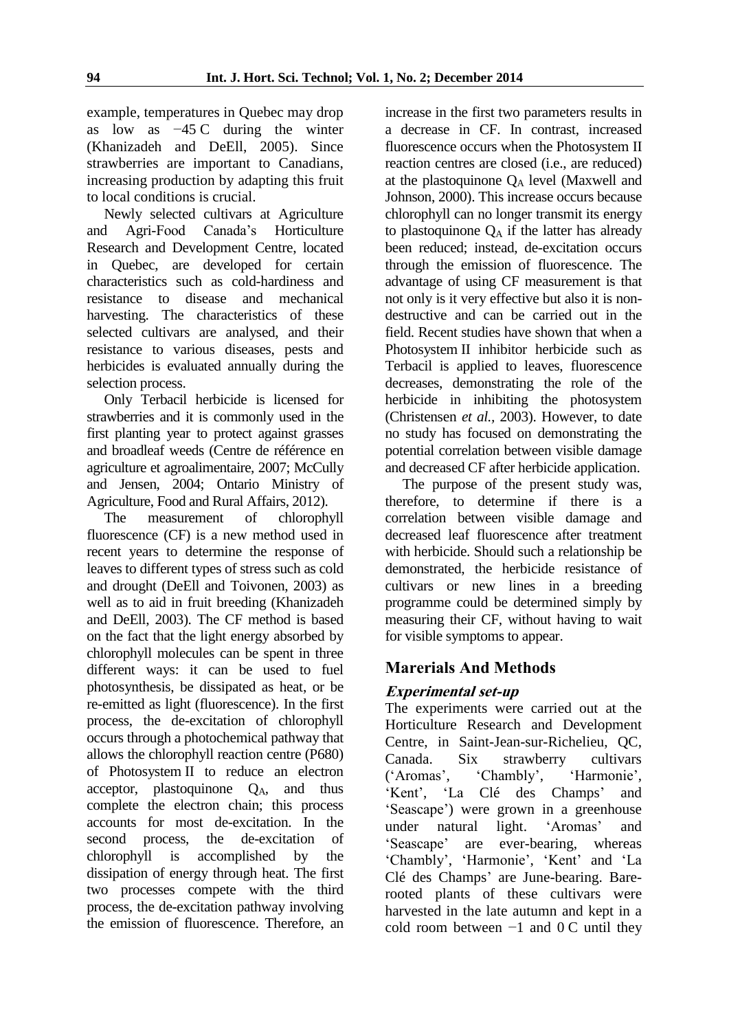example, temperatures in Quebec may drop as low as −45 C during the winter (Khanizadeh and DeEll, 2005). Since strawberries are important to Canadians, increasing production by adapting this fruit to local conditions is crucial.

Newly selected cultivars at Agriculture and Agri-Food Canada's Horticulture Research and Development Centre, located in Quebec, are developed for certain characteristics such as cold-hardiness and resistance to disease and mechanical harvesting. The characteristics of these selected cultivars are analysed, and their resistance to various diseases, pests and herbicides is evaluated annually during the selection process.

Only Terbacil herbicide is licensed for strawberries and it is commonly used in the first planting year to protect against grasses and broadleaf weeds (Centre de référence en agriculture et agroalimentaire, 2007; McCully and Jensen, 2004; Ontario Ministry of Agriculture, Food and Rural Affairs, 2012).

The measurement of chlorophyll fluorescence (CF) is a new method used in recent years to determine the response of leaves to different types of stress such as cold and drought (DeEll and Toivonen, 2003) as well as to aid in fruit breeding (Khanizadeh and DeEll, 2003). The CF method is based on the fact that the light energy absorbed by chlorophyll molecules can be spent in three different ways: it can be used to fuel photosynthesis, be dissipated as heat, or be re-emitted as light (fluorescence). In the first process, the de-excitation of chlorophyll occurs through a photochemical pathway that allows the chlorophyll reaction centre (P680) of Photosystem II to reduce an electron acceptor, plastoquinone $Q_A$, and thus complete the electron chain; this process accounts for most de-excitation. In the second process, the de-excitation of chlorophyll is accomplished by the dissipation of energy through heat. The first two processes compete with the third process, the de-excitation pathway involving the emission of fluorescence. Therefore, an increase in the first two parameters results in a decrease in CF. In contrast, increased fluorescence occurs when the Photosystem II reaction centres are closed (i.e., are reduced) at the plastoquinone $Q_A$ level (Maxwell and Johnson, 2000). This increase occurs because chlorophyll can no longer transmit its energy to plastoquinone $Q_A$ if the latter has already been reduced; instead, de-excitation occurs through the emission of fluorescence. The advantage of using CF measurement is that not only is it very effective but also it is non-destructive and can be carried out in the field. Recent studies have shown that when a Photosystem II inhibitor herbicide such as Terbacil is applied to leaves, fluorescence decreases, demonstrating the role of the herbicide in inhibiting the photosystem (Christensen *et al.*, 2003). However, to date no study has focused on demonstrating the potential correlation between visible damage and decreased CF after herbicide application.

The purpose of the present study was, therefore, to determine if there is a correlation between visible damage and decreased leaf fluorescence after treatment with herbicide. Should such a relationship be demonstrated, the herbicide resistance of cultivars or new lines in a breeding programme could be determined simply by measuring their CF, without having to wait for visible symptoms to appear.

## Marerials And Methods

### *Experimental set-up*

The experiments were carried out at the Horticulture Research and Development Centre, in Saint-Jean-sur-Richelieu, QC, Canada. Six strawberry cultivars ('Aromas', 'Chambly', 'Harmonie', 'Kent', 'La Clé des Champs' and 'Seascape') were grown in a greenhouse under natural light. 'Aromas' and 'Seascape' are ever-bearing, whereas 'Chambly', 'Harmonie', 'Kent' and 'La Clé des Champs' are June-bearing. Bare-rooted plants of these cultivars were harvested in the late autumn and kept in a cold room between −1 and 0 C until they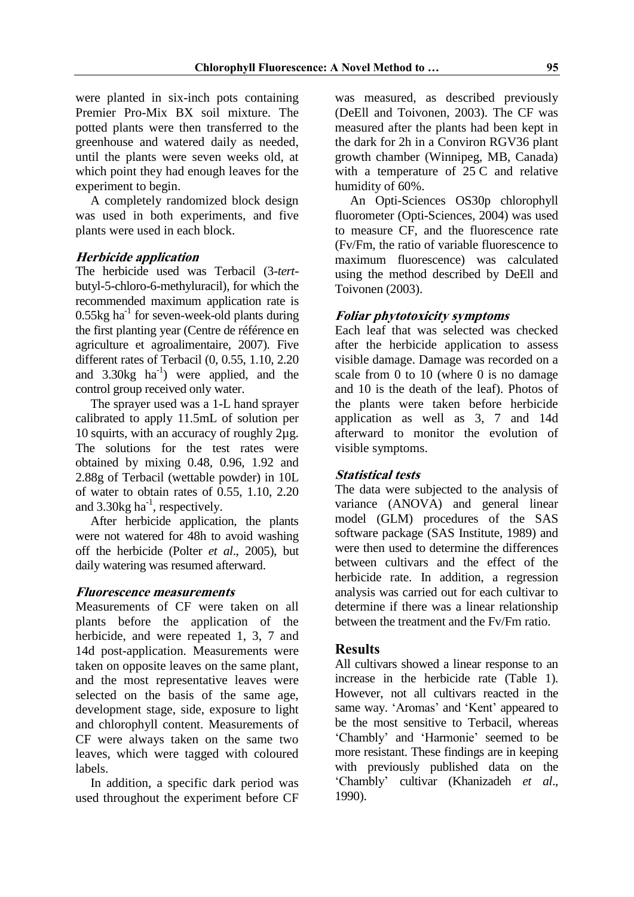were planted in six-inch pots containing Premier Pro-Mix BX soil mixture. The potted plants were then transferred to the greenhouse and watered daily as needed, until the plants were seven weeks old, at which point they had enough leaves for the experiment to begin.

A completely randomized block design was used in both experiments, and five plants were used in each block.

### *Herbicide application*

The herbicide used was Terbacil (3-*tert*-butyl-5-chloro-6-methyluracil), for which the recommended maximum application rate is 0.55kg $ha^{-1}$ for seven-week-old plants during the first planting year (Centre de référence en agriculture et agroalimentaire, 2007). Five different rates of Terbacil (0, 0.55, 1.10, 2.20 and 3.30kg $ha^{-1}$) were applied, and the control group received only water.

The sprayer used was a 1-L hand sprayer calibrated to apply 11.5mL of solution per 10 squirts, with an accuracy of roughly 2µg. The solutions for the test rates were obtained by mixing 0.48, 0.96, 1.92 and 2.88g of Terbacil (wettable powder) in 10L of water to obtain rates of 0.55, 1.10, 2.20 and 3.30kg $ha^{-1}$, respectively.

After herbicide application, the plants were not watered for 48h to avoid washing off the herbicide (Polter *et al*., 2005), but daily watering was resumed afterward.

### *Fluorescence measurements*

Measurements of CF were taken on all plants before the application of the herbicide, and were repeated 1, 3, 7 and 14d post-application. Measurements were taken on opposite leaves on the same plant, and the most representative leaves were selected on the basis of the same age, development stage, side, exposure to light and chlorophyll content. Measurements of CF were always taken on the same two leaves, which were tagged with coloured labels.

In addition, a specific dark period was used throughout the experiment before CF was measured, as described previously (DeEll and Toivonen, 2003). The CF was measured after the plants had been kept in the dark for 2h in a Conviron RGV36 plant growth chamber (Winnipeg, MB, Canada) with a temperature of 25 C and relative humidity of 60%.

An Opti-Sciences OS30p chlorophyll fluorometer (Opti-Sciences, 2004) was used to measure CF, and the fluorescence rate (Fv/Fm, the ratio of variable fluorescence to maximum fluorescence) was calculated using the method described by DeEll and Toivonen (2003).

### *Foliar phytotoxicity symptoms*

Each leaf that was selected was checked after the herbicide application to assess visible damage. Damage was recorded on a scale from 0 to 10 (where 0 is no damage and 10 is the death of the leaf). Photos of the plants were taken before herbicide application as well as 3, 7 and 14d afterward to monitor the evolution of visible symptoms.

### *Statistical tests*

The data were subjected to the analysis of variance (ANOVA) and general linear model (GLM) procedures of the SAS software package (SAS Institute, 1989) and were then used to determine the differences between cultivars and the effect of the herbicide rate. In addition, a regression analysis was carried out for each cultivar to determine if there was a linear relationship between the treatment and the Fv/Fm ratio.

## Results

All cultivars showed a linear response to an increase in the herbicide rate (Table 1). However, not all cultivars reacted in the same way. 'Aromas' and 'Kent' appeared to be the most sensitive to Terbacil, whereas 'Chambly' and 'Harmonie' seemed to be more resistant. These findings are in keeping with previously published data on the 'Chambly' cultivar (Khanizadeh *et al*., 1990).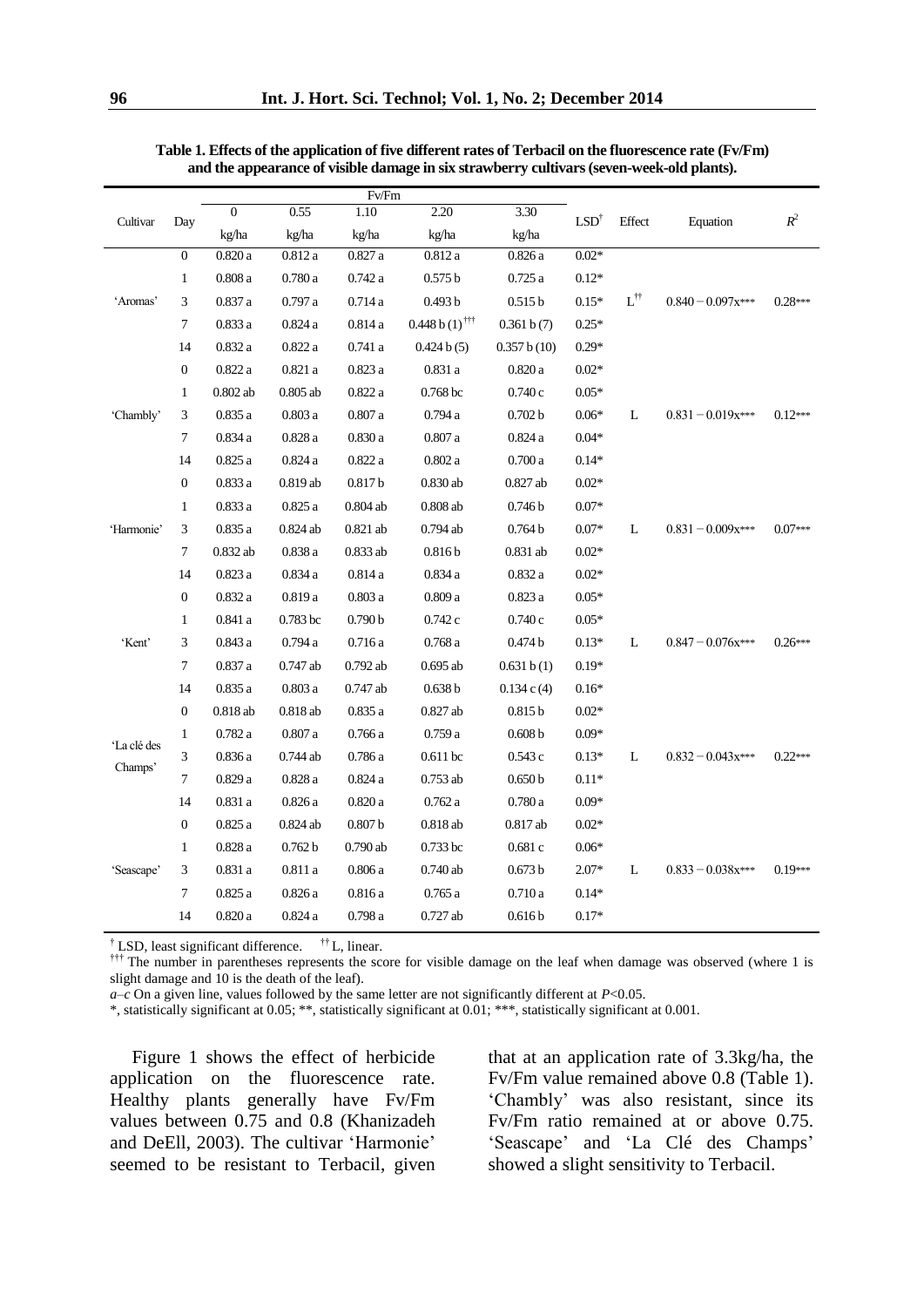**Table 1. Effects of the application of five different rates of Terbacil on the fluorescence rate (Fv/Fm) and the appearance of visible damage in six strawberry cultivars (seven-week-old plants).**

| Cultivar | Day | Fv/Fm 0 kg/ha | 0.55 kg/ha | 1.10 kg/ha | 2.20 kg/ha | 3.30 kg/ha | LSD[†] | Effect | Equation | $R^2$ |
|---|---|---|---|---|---|---|---|---|---|---|
| 'Aromas' | 0 | 0.820 a | 0.812 a | 0.827 a | 0.812 a | 0.826 a | 0.02* | | | |
| | 1 | 0.808 a | 0.780 a | 0.742 a | 0.575 b | 0.725 a | 0.12* | | | |
| | 3 | 0.837 a | 0.797 a | 0.714 a | 0.493 b | 0.515 b | 0.15* | L[††] | $0.840 - 0.097x$*** | 0.28*** |
| | 7 | 0.833 a | 0.824 a | 0.814 a | 0.448 b (1)[†††] | 0.361 b (7) | 0.25* | | | |
| | 14 | 0.832 a | 0.822 a | 0.741 a | 0.424 b (5) | 0.357 b (10) | 0.29* | | | |
| 'Chambly' | 0 | 0.822 a | 0.821 a | 0.823 a | 0.831 a | 0.820 a | 0.02* | | | |
| | 1 | 0.802 ab | 0.805 ab | 0.822 a | 0.768 bc | 0.740 c | 0.05* | | | |
| | 3 | 0.835 a | 0.803 a | 0.807 a | 0.794 a | 0.702 b | 0.06* | L | $0.831 - 0.019x$*** | 0.12*** |
| | 7 | 0.834 a | 0.828 a | 0.830 a | 0.807 a | 0.824 a | 0.04* | | | |
| | 14 | 0.825 a | 0.824 a | 0.822 a | 0.802 a | 0.700 a | 0.14* | | | |
| 'Harmonie' | 0 | 0.833 a | 0.819 ab | 0.817 b | 0.830 ab | 0.827 ab | 0.02* | | | |
| | 1 | 0.833 a | 0.825 a | 0.804 ab | 0.808 ab | 0.746 b | 0.07* | | | |
| | 3 | 0.835 a | 0.824 ab | 0.821 ab | 0.794 ab | 0.764 b | 0.07* | L | $0.831 - 0.009x$*** | 0.07*** |
| | 7 | 0.832 ab | 0.838 a | 0.833 ab | 0.816 b | 0.831 ab | 0.02* | | | |
| | 14 | 0.823 a | 0.834 a | 0.814 a | 0.834 a | 0.832 a | 0.02* | | | |
| 'Kent' | 0 | 0.832 a | 0.819 a | 0.803 a | 0.809 a | 0.823 a | 0.05* | | | |
| | 1 | 0.841 a | 0.783 bc | 0.790 b | 0.742 c | 0.740 c | 0.05* | | | |
| | 3 | 0.843 a | 0.794 a | 0.716 a | 0.768 a | 0.474 b | 0.13* | L | $0.847 - 0.076x$*** | 0.26*** |
| | 7 | 0.837 a | 0.747 ab | 0.792 ab | 0.695 ab | 0.631 b (1) | 0.19* | | | |
| | 14 | 0.835 a | 0.803 a | 0.747 ab | 0.638 b | 0.134 c (4) | 0.16* | | | |
| 'La clé des Champs' | 0 | 0.818 ab | 0.818 ab | 0.835 a | 0.827 ab | 0.815 b | 0.02* | | | |
| | 1 | 0.782 a | 0.807 a | 0.766 a | 0.759 a | 0.608 b | 0.09* | | | |
| | 3 | 0.836 a | 0.744 ab | 0.786 a | 0.611 bc | 0.543 c | 0.13* | L | $0.832 - 0.043x$*** | 0.22*** |
| | 7 | 0.829 a | 0.828 a | 0.824 a | 0.753 ab | 0.650 b | 0.11* | | | |
| | 14 | 0.831 a | 0.826 a | 0.820 a | 0.762 a | 0.780 a | 0.09* | | | |
| 'Seascape' | 0 | 0.825 a | 0.824 ab | 0.807 b | 0.818 ab | 0.817 ab | 0.02* | | | |
| | 1 | 0.828 a | 0.762 b | 0.790 ab | 0.733 bc | 0.681 c | 0.06* | | | |
| | 3 | 0.831 a | 0.811 a | 0.806 a | 0.740 ab | 0.673 b | 2.07* | L | $0.833 - 0.038x$*** | 0.19*** |
| | 7 | 0.825 a | 0.826 a | 0.816 a | 0.765 a | 0.710 a | 0.14* | | | |
| | 14 | 0.820 a | 0.824 a | 0.798 a | 0.727 ab | 0.616 b | 0.17* | | | |

[†] LSD, least significant difference. [††] L, linear.

[†††] The number in parentheses represents the score for visible damage on the leaf when damage was observed (where 1 is slight damage and 10 is the death of the leaf).

*a–c* On a given line, values followed by the same letter are not significantly different at $P<0.05$.

*, statistically significant at 0.05; **, statistically significant at 0.01; ***, statistically significant at 0.001.

Figure 1 shows the effect of herbicide application on the fluorescence rate. Healthy plants generally have Fv/Fm values between 0.75 and 0.8 (Khanizadeh and DeEll, 2003). The cultivar 'Harmonie' seemed to be resistant to Terbacil, given that at an application rate of 3.3kg/ha, the Fv/Fm value remained above 0.8 (Table 1). 'Chambly' was also resistant, since its Fv/Fm ratio remained at or above 0.75. 'Seascape' and 'La Clé des Champs' showed a slight sensitivity to Terbacil.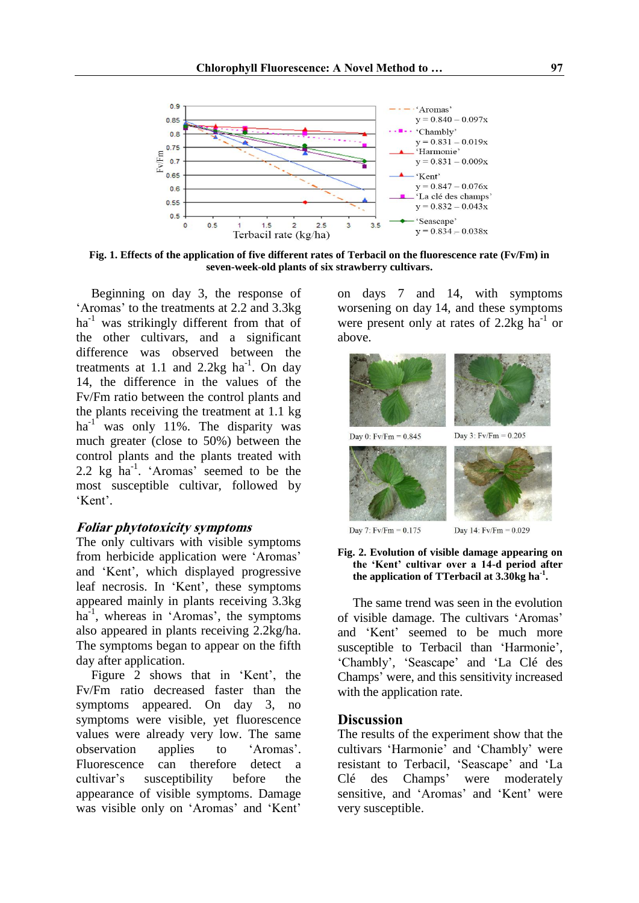0.9
0.85
0.8
0.75
0.7
0.65
0.6
0.55
0.5

Fv/Fm

0 0.5 1 1.5 2 2.5 3 3.5

Terbacil rate (kg/ha)

'Aromas'
y = 0.840 – 0.097x
'Chambly'
y = 0.831 – 0.019x
'Harmonie'
y = 0.831 – 0.009x
'Kent'
y = 0.847 – 0.076x
'La clé des champs'
y = 0.832 – 0.043x
'Seascape'
y = 0.834 – 0.038x

**Fig. 1. Effects of the application of five different rates of Terbacil on the fluorescence rate (Fv/Fm) in seven-week-old plants of six strawberry cultivars.**

Beginning on day 3, the response of 'Aromas' to the treatments at 2.2 and 3.3kg ha$^{-1}$ was strikingly different from that of the other cultivars, and a significant difference was observed between the treatments at 1.1 and 2.2kg ha$^{-1}$. On day 14, the difference in the values of the Fv/Fm ratio between the control plants and the plants receiving the treatment at 1.1 kg ha$^{-1}$ was only 11%. The disparity was much greater (close to 50%) between the control plants and the plants treated with 2.2 kg ha$^{-1}$. 'Aromas' seemed to be the most susceptible cultivar, followed by 'Kent'.

### *Foliar phytotoxicity symptoms*

The only cultivars with visible symptoms from herbicide application were 'Aromas' and 'Kent', which displayed progressive leaf necrosis. In 'Kent', these symptoms appeared mainly in plants receiving 3.3kg ha$^{-1}$, whereas in 'Aromas', the symptoms also appeared in plants receiving 2.2kg/ha. The symptoms began to appear on the fifth day after application.

Figure 2 shows that in 'Kent', the Fv/Fm ratio decreased faster than the symptoms appeared. On day 3, no symptoms were visible, yet fluorescence values were already very low. The same observation applies to 'Aromas'. Fluorescence can therefore detect a cultivar's susceptibility before the appearance of visible symptoms. Damage was visible only on 'Aromas' and 'Kent' on days 7 and 14, with symptoms worsening on day 14, and these symptoms were present only at rates of 2.2kg ha$^{-1}$ or above.

Day 0: Fv/Fm = 0.845

Day 3: Fv/Fm = 0.205

Day 7: Fv/Fm = 0.175

Day 14: Fv/Fm = 0.029

**Fig. 2. Evolution of visible damage appearing on the 'Kent' cultivar over a 14-d period after the application of TTerbacil at 3.30kg ha$^{-1}$.**

The same trend was seen in the evolution of visible damage. The cultivars 'Aromas' and 'Kent' seemed to be much more susceptible to Terbacil than 'Harmonie', 'Chambly', 'Seascape' and 'La Clé des Champs' were, and this sensitivity increased with the application rate.

## Discussion

The results of the experiment show that the cultivars 'Harmonie' and 'Chambly' were resistant to Terbacil, 'Seascape' and 'La Clé des Champs' were moderately sensitive, and 'Aromas' and 'Kent' were very susceptible.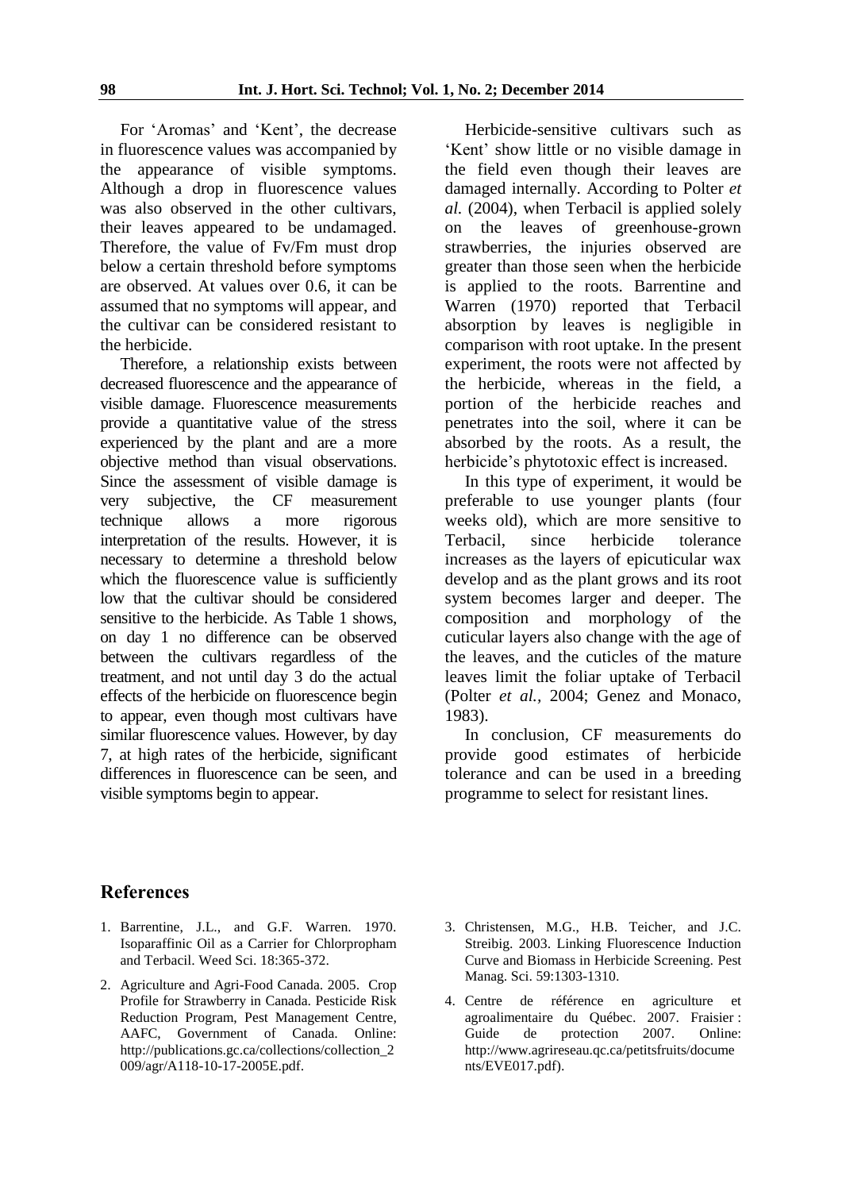For 'Aromas' and 'Kent', the decrease in fluorescence values was accompanied by the appearance of visible symptoms. Although a drop in fluorescence values was also observed in the other cultivars, their leaves appeared to be undamaged. Therefore, the value of Fv/Fm must drop below a certain threshold before symptoms are observed. At values over 0.6, it can be assumed that no symptoms will appear, and the cultivar can be considered resistant to the herbicide.

Therefore, a relationship exists between decreased fluorescence and the appearance of visible damage. Fluorescence measurements provide a quantitative value of the stress experienced by the plant and are a more objective method than visual observations. Since the assessment of visible damage is very subjective, the CF measurement technique allows a more rigorous interpretation of the results. However, it is necessary to determine a threshold below which the fluorescence value is sufficiently low that the cultivar should be considered sensitive to the herbicide. As Table 1 shows, on day 1 no difference can be observed between the cultivars regardless of the treatment, and not until day 3 do the actual effects of the herbicide on fluorescence begin to appear, even though most cultivars have similar fluorescence values. However, by day 7, at high rates of the herbicide, significant differences in fluorescence can be seen, and visible symptoms begin to appear.

Herbicide-sensitive cultivars such as 'Kent' show little or no visible damage in the field even though their leaves are damaged internally. According to Polter *et al.* (2004), when Terbacil is applied solely on the leaves of greenhouse-grown strawberries, the injuries observed are greater than those seen when the herbicide is applied to the roots. Barrentine and Warren (1970) reported that Terbacil absorption by leaves is negligible in comparison with root uptake. In the present experiment, the roots were not affected by the herbicide, whereas in the field, a portion of the herbicide reaches and penetrates into the soil, where it can be absorbed by the roots. As a result, the herbicide's phytotoxic effect is increased.

In this type of experiment, it would be preferable to use younger plants (four weeks old), which are more sensitive to Terbacil, since herbicide tolerance increases as the layers of epicuticular wax develop and as the plant grows and its root system becomes larger and deeper. The composition and morphology of the cuticular layers also change with the age of the leaves, and the cuticles of the mature leaves limit the foliar uptake of Terbacil (Polter *et al.,* 2004; Genez and Monaco, 1983).

In conclusion, CF measurements do provide good estimates of herbicide tolerance and can be used in a breeding programme to select for resistant lines.

## References

1. Barrentine, J.L., and G.F. Warren. 1970. Isoparaffinic Oil as a Carrier for Chlorpropham and Terbacil. Weed Sci. 18:365-372.
2. Agriculture and Agri-Food Canada. 2005. Crop Profile for Strawberry in Canada. Pesticide Risk Reduction Program, Pest Management Centre, AAFC, Government of Canada. Online: http://publications.gc.ca/collections/collection_2009/agr/A118-10-17-2005E.pdf.
3. Christensen, M.G., H.B. Teicher, and J.C. Streibig. 2003. Linking Fluorescence Induction Curve and Biomass in Herbicide Screening. Pest Manag. Sci. 59:1303-1310.
4. Centre de référence en agriculture et agroalimentaire du Québec. 2007. Fraisier : Guide de protection 2007. Online: http://www.agrireseau.qc.ca/petitsfruits/documents/EVE017.pdf).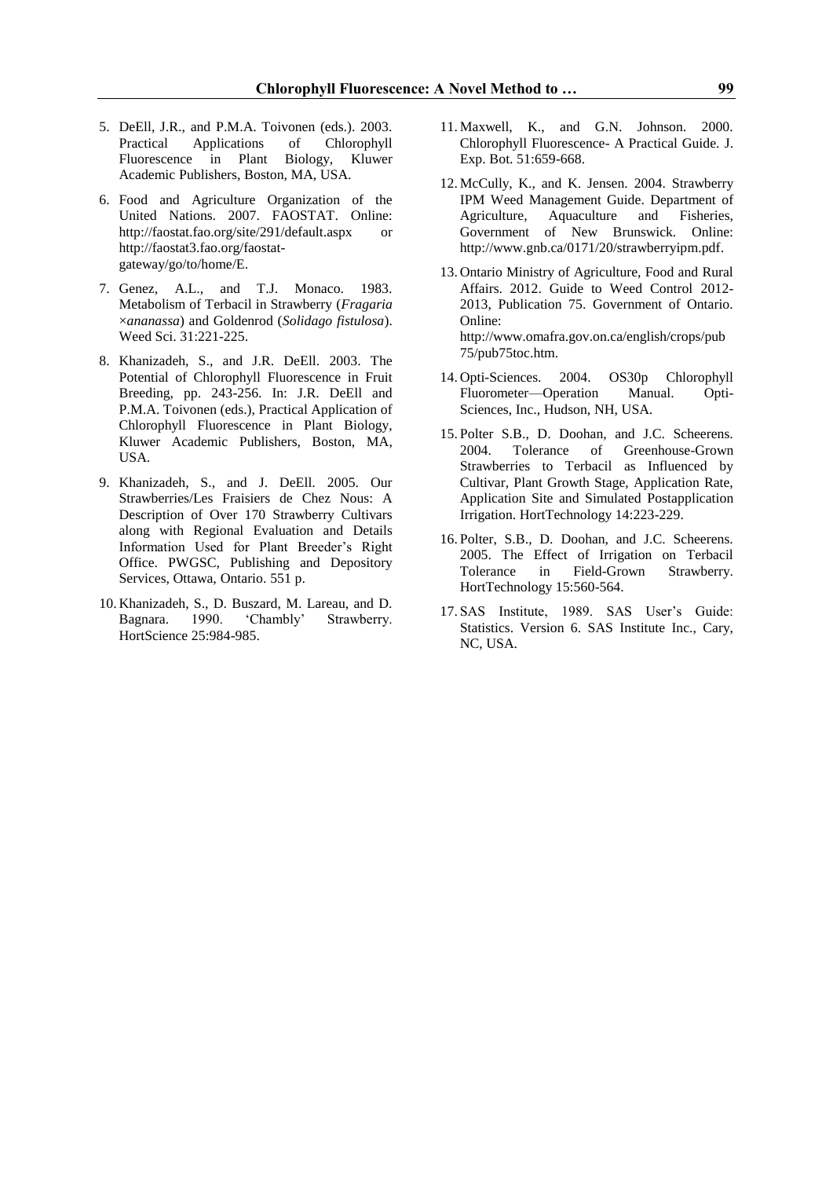5. DeEll, J.R., and P.M.A. Toivonen (eds.). 2003. Practical Applications of Chlorophyll Fluorescence in Plant Biology, Kluwer Academic Publishers, Boston, MA, USA.

6. Food and Agriculture Organization of the United Nations. 2007. FAOSTAT. Online: http://faostat.fao.org/site/291/default.aspx or http://faostat3.fao.org/faostat-gateway/go/to/home/E.

7. Genez, A.L., and T.J. Monaco. 1983. Metabolism of Terbacil in Strawberry (*Fragaria ×ananassa*) and Goldenrod (*Solidago fistulosa*). Weed Sci. 31:221-225.

8. Khanizadeh, S., and J.R. DeEll. 2003. The Potential of Chlorophyll Fluorescence in Fruit Breeding, pp. 243-256. In: J.R. DeEll and P.M.A. Toivonen (eds.), Practical Application of Chlorophyll Fluorescence in Plant Biology, Kluwer Academic Publishers, Boston, MA, USA.

9. Khanizadeh, S., and J. DeEll. 2005. Our Strawberries/Les Fraisiers de Chez Nous: A Description of Over 170 Strawberry Cultivars along with Regional Evaluation and Details Information Used for Plant Breeder's Right Office. PWGSC, Publishing and Depository Services, Ottawa, Ontario. 551 p.

10. Khanizadeh, S., D. Buszard, M. Lareau, and D. Bagnara. 1990. 'Chambly' Strawberry. HortScience 25:984-985.

11. Maxwell, K., and G.N. Johnson. 2000. Chlorophyll Fluorescence- A Practical Guide. J. Exp. Bot. 51:659-668.

12. McCully, K., and K. Jensen. 2004. Strawberry IPM Weed Management Guide. Department of Agriculture, Aquaculture and Fisheries, Government of New Brunswick. Online: http://www.gnb.ca/0171/20/strawberryipm.pdf.

13. Ontario Ministry of Agriculture, Food and Rural Affairs. 2012. Guide to Weed Control 2012-2013, Publication 75. Government of Ontario. Online: http://www.omafra.gov.on.ca/english/crops/pub75/pub75toc.htm.

14. Opti-Sciences. 2004. OS30p Chlorophyll Fluorometer—Operation Manual. Opti-Sciences, Inc., Hudson, NH, USA.

15. Polter S.B., D. Doohan, and J.C. Scheerens. 2004. Tolerance of Greenhouse-Grown Strawberries to Terbacil as Influenced by Cultivar, Plant Growth Stage, Application Rate, Application Site and Simulated Postapplication Irrigation. HortTechnology 14:223-229.

16. Polter, S.B., D. Doohan, and J.C. Scheerens. 2005. The Effect of Irrigation on Terbacil Tolerance in Field-Grown Strawberry. HortTechnology 15:560-564.

17. SAS Institute, 1989. SAS User's Guide: Statistics. Version 6. SAS Institute Inc., Cary, NC, USA.